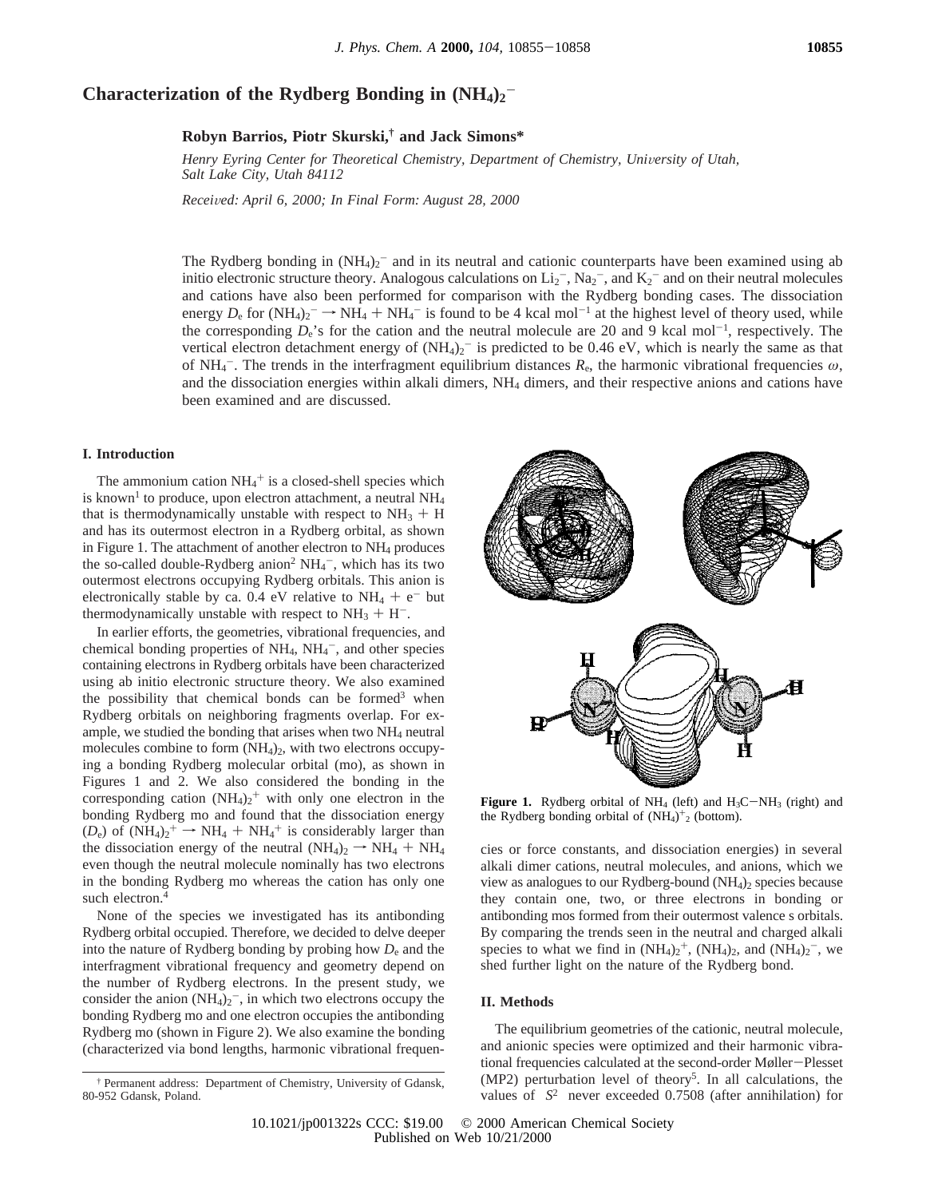# Characterization of the Rydberg Bonding in $(NH_4)_2^-$

**Robyn Barrios, Piotr Skurski,† and Jack Simons***

*Henry Eyring Center for Theoretical Chemistry, Department of Chemistry, University of Utah, Salt Lake City, Utah 84112*

*Received: April 6, 2000; In Final Form: August 28, 2000*

The Rydberg bonding in $(NH_4)_2^-$ and in its neutral and cationic counterparts have been examined using ab initio electronic structure theory. Analogous calculations on $Li_2^-$, $Na_2^-$, and $K_2^-$ and on their neutral molecules and cations have also been performed for comparison with the Rydberg bonding cases. The dissociation energy $D_e$ for $(NH_4)_2^- \rightarrow NH_4 + NH_4^-$ is found to be 4 kcal mol$^{-1}$ at the highest level of theory used, while the corresponding $D_e$'s for the cation and the neutral molecule are 20 and 9 kcal mol$^{-1}$, respectively. The vertical electron detachment energy of $(NH_4)_2^-$ is predicted to be 0.46 eV, which is nearly the same as that of $NH_4^-$. The trends in the interfragment equilibrium distances $R_e$, the harmonic vibrational frequencies $\omega$, and the dissociation energies within alkali dimers, $NH_4$ dimers, and their respective anions and cations have been examined and are discussed.

## I. Introduction

The ammonium cation $NH_4^+$ is a closed-shell species which is known[1] to produce, upon electron attachment, a neutral $NH_4$ that is thermodynamically unstable with respect to $NH_3$ + H and has its outermost electron in a Rydberg orbital, as shown in Figure 1. The attachment of another electron to $NH_4$ produces the so-called double-Rydberg anion[2] $NH_4^-$, which has its two outermost electrons occupying Rydberg orbitals. This anion is electronically stable by ca. 0.4 eV relative to $NH_4 + e^-$ but thermodynamically unstable with respect to $NH_3 + H^-$.

In earlier efforts, the geometries, vibrational frequencies, and chemical bonding properties of $NH_4$, $NH_4^-$, and other species containing electrons in Rydberg orbitals have been characterized using ab initio electronic structure theory. We also examined the possibility that chemical bonds can be formed[3] when Rydberg orbitals on neighboring fragments overlap. For example, we studied the bonding that arises when two $NH_4$ neutral molecules combine to form $(NH_4)_2$, with two electrons occupying a bonding Rydberg molecular orbital (mo), as shown in Figures 1 and 2. We also considered the bonding in the corresponding cation $(NH_4)_2^+$ with only one electron in the bonding Rydberg mo and found that the dissociation energy ($D_e$) of $(NH_4)_2^+ \rightarrow NH_4 + NH_4^+$ is considerably larger than the dissociation energy of the neutral $(NH_4)_2 \rightarrow NH_4 + NH_4$ even though the neutral molecule nominally has two electrons in the bonding Rydberg mo whereas the cation has only one such electron.[4]

None of the species we investigated has its antibonding Rydberg orbital occupied. Therefore, we decided to delve deeper into the nature of Rydberg bonding by probing how $D_e$ and the interfragment vibrational frequency and geometry depend on the number of Rydberg electrons. In the present study, we consider the anion $(NH_4)_2^-$, in which two electrons occupy the bonding Rydberg mo and one electron occupies the antibonding Rydberg mo (shown in Figure 2). We also examine the bonding (characterized via bond lengths, harmonic vibrational frequencies or force constants, and dissociation energies) in several alkali dimer cations, neutral molecules, and anions, which we view as analogues to our Rydberg-bound $(NH_4)_2$ species because they contain one, two, or three electrons in bonding or antibonding mos formed from their outermost valence s orbitals. By comparing the trends seen in the neutral and charged alkali species to what we find in $(NH_4)_2^+$, $(NH_4)_2$, and $(NH_4)_2^-$, we shed further light on the nature of the Rydberg bond.

**Figure 1.** Rydberg orbital of $NH_4$ (left) and $H_3C-NH_3$ (right) and the Rydberg bonding orbital of $(NH_4)^+_2$ (bottom).

## II. Methods

The equilibrium geometries of the cationic, neutral molecule, and anionic species were optimized and their harmonic vibrational frequencies calculated at the second-order Møller–Plesset (MP2) perturbation level of theory[5]. In all calculations, the values of $\langle S^2 \rangle$ never exceeded 0.7508 (after annihilation) for

† Permanent address: Department of Chemistry, University of Gdansk, 80-952 Gdansk, Poland.

10.1021/jp001322s CCC: $19.00 © 2000 American Chemical Society
Published on Web 10/21/2000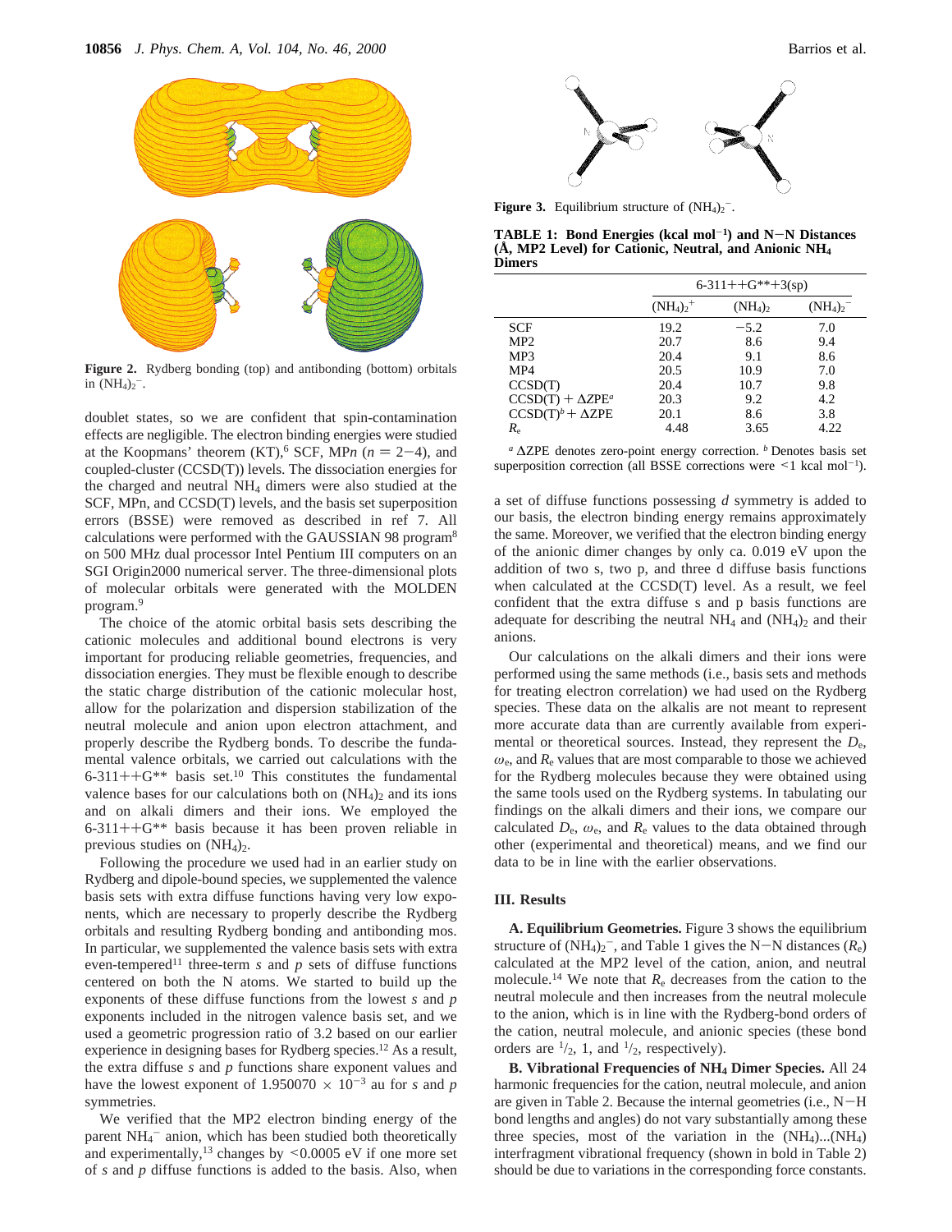Figure 2. Rydberg bonding (top) and antibonding (bottom) orbitals in $(NH_4)_2^-$.

doublet states, so we are confident that spin-contamination effects are negligible. The electron binding energies were studied at the Koopmans' theorem (KT),[6] SCF, MP$n$ ($n$ = 2−4), and coupled-cluster (CCSD(T)) levels. The dissociation energies for the charged and neutral $NH_4$ dimers were also studied at the SCF, MPn, and CCSD(T) levels, and the basis set superposition errors (BSSE) were removed as described in ref 7. All calculations were performed with the GAUSSIAN 98 program[8] on 500 MHz dual processor Intel Pentium III computers on an SGI Origin2000 numerical server. The three-dimensional plots of molecular orbitals were generated with the MOLDEN program.[9]

The choice of the atomic orbital basis sets describing the cationic molecules and additional bound electrons is very important for producing reliable geometries, frequencies, and dissociation energies. They must be flexible enough to describe the static charge distribution of the cationic molecular host, allow for the polarization and dispersion stabilization of the neutral molecule and anion upon electron attachment, and properly describe the Rydberg bonds. To describe the fundamental valence orbitals, we carried out calculations with the 6-311++G** basis set.[10] This constitutes the fundamental valence bases for our calculations both on $(NH_4)_2$ and its ions and on alkali dimers and their ions. We employed the 6-311++G** basis because it has been proven reliable in previous studies on $(NH_4)_2$.

Following the procedure we used had in an earlier study on Rydberg and dipole-bound species, we supplemented the valence basis sets with extra diffuse functions having very low exponents, which are necessary to properly describe the Rydberg orbitals and resulting Rydberg bonding and antibonding mos. In particular, we supplemented the valence basis sets with extra even-tempered[11] three-term *s* and *p* sets of diffuse functions centered on both the N atoms. We started to build up the exponents of these diffuse functions from the lowest *s* and *p* exponents included in the nitrogen valence basis set, and we used a geometric progression ratio of 3.2 based on our earlier experience in designing bases for Rydberg species.[12] As a result, the extra diffuse *s* and *p* functions share exponent values and have the lowest exponent of $1.950070 \times 10^{-3}$ au for *s* and *p* symmetries.

We verified that the MP2 electron binding energy of the parent $NH_4^-$ anion, which has been studied both theoretically and experimentally,[13] changes by <0.0005 eV if one more set of *s* and *p* diffuse functions is added to the basis. Also, when a set of diffuse functions possessing *d* symmetry is added to our basis, the electron binding energy remains approximately the same. Moreover, we verified that the electron binding energy of the anionic dimer changes by only ca. 0.019 eV upon the addition of two s, two p, and three d diffuse basis functions when calculated at the CCSD(T) level. As a result, we feel confident that the extra diffuse s and p basis functions are adequate for describing the neutral $NH_4$ and $(NH_4)_2$ and their anions.

Our calculations on the alkali dimers and their ions were performed using the same methods (i.e., basis sets and methods for treating electron correlation) we had used on the Rydberg species. These data on the alkalis are not meant to represent more accurate data than are currently available from experimental or theoretical sources. Instead, they represent the $D_e$, $\omega_e$, and $R_e$ values that are most comparable to those we achieved for the Rydberg molecules because they were obtained using the same tools used on the Rydberg systems. In tabulating our findings on the alkali dimers and their ions, we compare our calculated $D_e$, $\omega_e$, and $R_e$ values to the data obtained through other (experimental and theoretical) means, and we find our data to be in line with the earlier observations.

Figure 3. Equilibrium structure of $(NH_4)_2^-$.

**TABLE 1: Bond Energies (kcal mol$^{-1}$) and N−N Distances (Å, MP2 Level) for Cationic, Neutral, and Anionic $NH_4$ Dimers**

| | 6-311++G**+3(sp) | | |
|---|---|---|---|
| | $(NH_4)_2^+$ | $(NH_4)_2$ | $(NH_4)_2^-$ |
| SCF | 19.2 | −5.2 | 7.0 |
| MP2 | 20.7 | 8.6 | 9.4 |
| MP3 | 20.4 | 9.1 | 8.6 |
| MP4 | 20.5 | 10.9 | 7.0 |
| CCSD(T) | 20.4 | 10.7 | 9.8 |
| CCSD(T) + ΔZPE[a] | 20.3 | 9.2 | 4.2 |
| CCSD(T)[b] + ΔZPE | 20.1 | 8.6 | 3.8 |
| $R_e$ | 4.48 | 3.65 | 4.22 |

[a] ΔZPE denotes zero-point energy correction. [b] Denotes basis set superposition correction (all BSSE corrections were <1 kcal mol$^{-1}$).

## III. Results

**A. Equilibrium Geometries.** Figure 3 shows the equilibrium structure of $(NH_4)_2^-$, and Table 1 gives the N−N distances ($R_e$) calculated at the MP2 level of the cation, anion, and neutral molecule.[14] We note that $R_e$ decreases from the cation to the neutral molecule and then increases from the neutral molecule to the anion, which is in line with the Rydberg-bond orders of the cation, neutral molecule, and anionic species (these bond orders are $^1/_2$, 1, and $^1/_2$, respectively).

**B. Vibrational Frequencies of $NH_4$ Dimer Species.** All 24 harmonic frequencies for the cation, neutral molecule, and anion are given in Table 2. Because the internal geometries (i.e., N−H bond lengths and angles) do not vary substantially among these three species, most of the variation in the $(NH_4)...(NH_4)$ interfragment vibrational frequency (shown in bold in Table 2) should be due to variations in the corresponding force constants.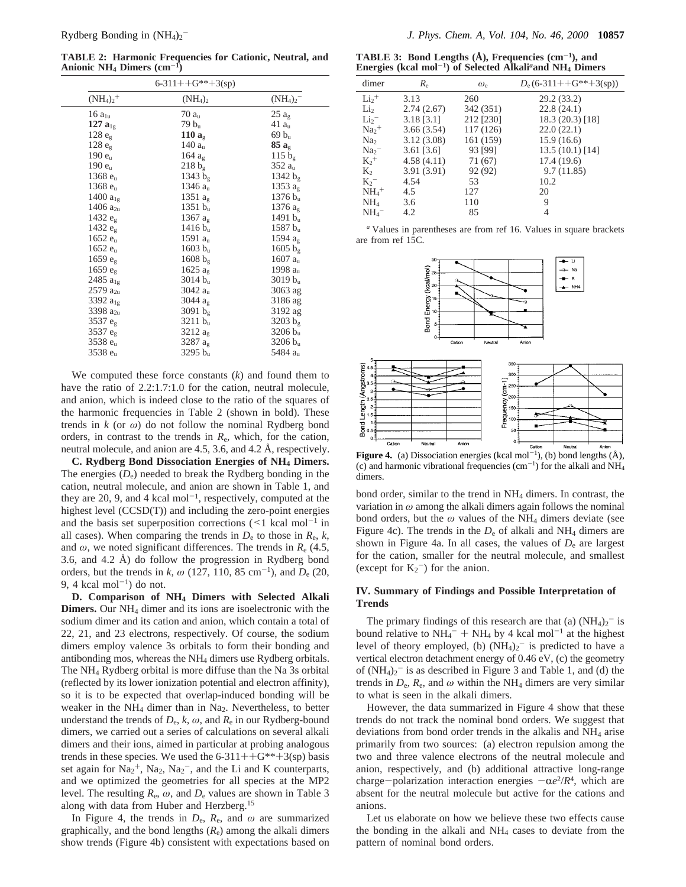**TABLE 2: Harmonic Frequencies for Cationic, Neutral, and Anionic $NH_4$ Dimers ($cm^{-1}$)**

| 6-311++G**+3(sp) | | |
|---|---|---|
| $(NH_4)_2^+$ | $(NH_4)_2$ | $(NH_4)_2^-$ |
| 16 $a_{1u}$ | 70 $a_u$ | 25 $a_g$ |
| **127 $a_{1g}$** | 79 $b_u$ | 41 $a_u$ |
| 128 $e_g$ | **110 $a_g$** | 69 $b_u$ |
| 128 $e_g$ | 140 $a_u$ | **85 $a_g$** |
| 190 $e_u$ | 164 $a_g$ | 115 $b_g$ |
| 190 $e_u$ | 218 $b_g$ | 352 $a_u$ |
| 1368 $e_u$ | 1343 $b_g$ | 1342 $b_g$ |
| 1368 $e_u$ | 1346 $a_u$ | 1353 $a_g$ |
| 1400 $a_{1g}$ | 1351 $a_g$ | 1376 $b_u$ |
| 1406 $a_{2u}$ | 1351 $b_u$ | 1376 $a_g$ |
| 1432 $e_g$ | 1367 $a_g$ | 1491 $b_u$ |
| 1432 $e_g$ | 1416 $b_u$ | 1587 $b_u$ |
| 1652 $e_u$ | 1591 $a_u$ | 1594 $a_g$ |
| 1652 $e_u$ | 1603 $b_u$ | 1605 $b_g$ |
| 1659 $e_g$ | 1608 $b_g$ | 1607 $a_u$ |
| 1659 $e_g$ | 1625 $a_g$ | 1998 $a_u$ |
| 2485 $a_{1g}$ | 3014 $b_u$ | 3019 $b_u$ |
| 2579 $a_{2u}$ | 3042 $a_u$ | 3063 ag |
| 3392 $a_{1g}$ | 3044 $a_g$ | 3186 ag |
| 3398 $a_{2u}$ | 3091 $b_g$ | 3192 ag |
| 3537 $e_g$ | 3211 $b_u$ | 3203 $b_g$ |
| 3537 $e_g$ | 3212 $a_g$ | 3206 $b_u$ |
| 3538 $e_u$ | 3287 $a_g$ | 3206 $b_u$ |
| 3538 $e_u$ | 3295 $b_u$ | 5484 $a_u$ |

We computed these force constants ($k$) and found them to have the ratio of 2.2:1.7:1.0 for the cation, neutral molecule, and anion, which is indeed close to the ratio of the squares of the harmonic frequencies in Table 2 (shown in bold). These trends in $k$ (or $\omega$) do not follow the nominal Rydberg bond orders, in contrast to the trends in $R_e$, which, for the cation, neutral molecule, and anion are 4.5, 3.6, and 4.2 Å, respectively.

**C. Rydberg Bond Dissociation Energies of $NH_4$ Dimers.** The energies ($D_e$) needed to break the Rydberg bonding in the cation, neutral molecule, and anion are shown in Table 1, and they are 20, 9, and 4 kcal $mol^{-1}$, respectively, computed at the highest level (CCSD(T)) and including the zero-point energies and the basis set superposition corrections (<1 kcal $mol^{-1}$ in all cases). When comparing the trends in $D_e$ to those in $R_e$, $k$, and $\omega$, we noted significant differences. The trends in $R_e$ (4.5, 3.6, and 4.2 Å) do follow the progression in Rydberg bond orders, but the trends in $k$, $\omega$ (127, 110, 85 $cm^{-1}$), and $D_e$ (20, 9, 4 kcal $mol^{-1}$) do not.

**D. Comparison of $NH_4$ Dimers with Selected Alkali Dimers.** Our $NH_4$ dimer and its ions are isoelectronic with the sodium dimer and its cation and anion, which contain a total of 22, 21, and 23 electrons, respectively. Of course, the sodium dimers employ valence 3s orbitals to form their bonding and antibonding mos, whereas the $NH_4$ dimers use Rydberg orbitals. The $NH_4$ Rydberg orbital is more diffuse than the Na 3s orbital (reflected by its lower ionization potential and electron affinity), so it is to be expected that overlap-induced bonding will be weaker in the $NH_4$ dimer than in $Na_2$. Nevertheless, to better understand the trends of $D_e$, $k$, $\omega$, and $R_e$ in our Rydberg-bound dimers, we carried out a series of calculations on several alkali dimers and their ions, aimed in particular at probing analogous trends in these species. We used the 6-311++G**+3(sp) basis set again for $Na_2^+$, $Na_2$, $Na_2^-$, and the Li and K counterparts, and we optimized the geometries for all species at the MP2 level. The resulting $R_e$, $\omega$, and $D_e$ values are shown in Table 3 along with data from Huber and Herzberg.[15]

In Figure 4, the trends in $D_e$, $R_e$, and $\omega$ are summarized graphically, and the bond lengths ($R_e$) among the alkali dimers show trends (Figure 4b) consistent with expectations based on bond order, similar to the trend in $NH_4$ dimers. In contrast, the variation in $\omega$ among the alkali dimers again follows the nominal bond orders, but the $\omega$ values of the $NH_4$ dimers deviate (see Figure 4c). The trends in the $D_e$ of alkali and $NH_4$ dimers are shown in Figure 4a. In all cases, the values of $D_e$ are largest for the cation, smaller for the neutral molecule, and smallest (except for $K_2^-$) for the anion.

**TABLE 3: Bond Lengths (Å), Frequencies ($cm^{-1}$), and Energies (kcal $mol^{-1}$) of Selected Alkali[a] and $NH_4$ Dimers**

| dimer | $R_e$ | $\omega_e$ | $D_e$ (6-311++G**+3(sp)) |
|---|---|---|---|
| $Li_2^+$ | 3.13 | 260 | 29.2 (33.2) |
| $Li_2$ | 2.74 (2.67) | 342 (351) | 22.8 (24.1) |
| $Li_2^-$ | 3.18 [3.1] | 212 [230] | 18.3 (20.3) [18] |
| $Na_2^+$ | 3.66 (3.54) | 117 (126) | 22.0 (22.1) |
| $Na_2$ | 3.12 (3.08) | 161 (159) | 15.9 (16.6) |
| $Na_2^-$ | 3.61 [3.6] | 93 [99] | 13.5 (10.1) [14] |
| $K_2^+$ | 4.58 (4.11) | 71 (67) | 17.4 (19.6) |
| $K_2$ | 3.91 (3.91) | 92 (92) | 9.7 (11.85) |
| $K_2^-$ | 4.54 | 53 | 10.2 |
| $NH_4^+$ | 4.5 | 127 | 20 |
| $NH_4$ | 3.6 | 110 | 9 |
| $NH_4^-$ | 4.2 | 85 | 4 |

[a] Values in parentheses are from ref 16. Values in square brackets are from ref 15C.

**Figure 4.** (a) Dissociation energies (kcal $mol^{-1}$), (b) bond lengths (Å), (c) and harmonic vibrational frequencies ($cm^{-1}$) for the alkali and $NH_4$ dimers.

## IV. Summary of Findings and Possible Interpretation of Trends

The primary findings of this research are that (a) $(NH_4)_2^-$ is bound relative to $NH_4^-$ + $NH_4$ by 4 kcal $mol^{-1}$ at the highest level of theory employed, (b) $(NH_4)_2^-$ is predicted to have a vertical electron detachment energy of 0.46 eV, (c) the geometry of $(NH_4)_2^-$ is as described in Figure 3 and Table 1, and (d) the trends in $D_e$, $R_e$, and $\omega$ within the $NH_4$ dimers are very similar to what is seen in the alkali dimers.

However, the data summarized in Figure 4 show that these trends do not track the nominal bond orders. We suggest that deviations from bond order trends in the alkalis and $NH_4$ arise primarily from two sources: (a) electron repulsion among the two and three valence electrons of the neutral molecule and anion, respectively, and (b) additional attractive long-range charge−polarization interaction energies $-\alpha e^2/R^4$, which are absent for the neutral molecule but active for the cations and anions.

Let us elaborate on how we believe these two effects cause the bonding in the alkali and $NH_4$ cases to deviate from the pattern of nominal bond orders.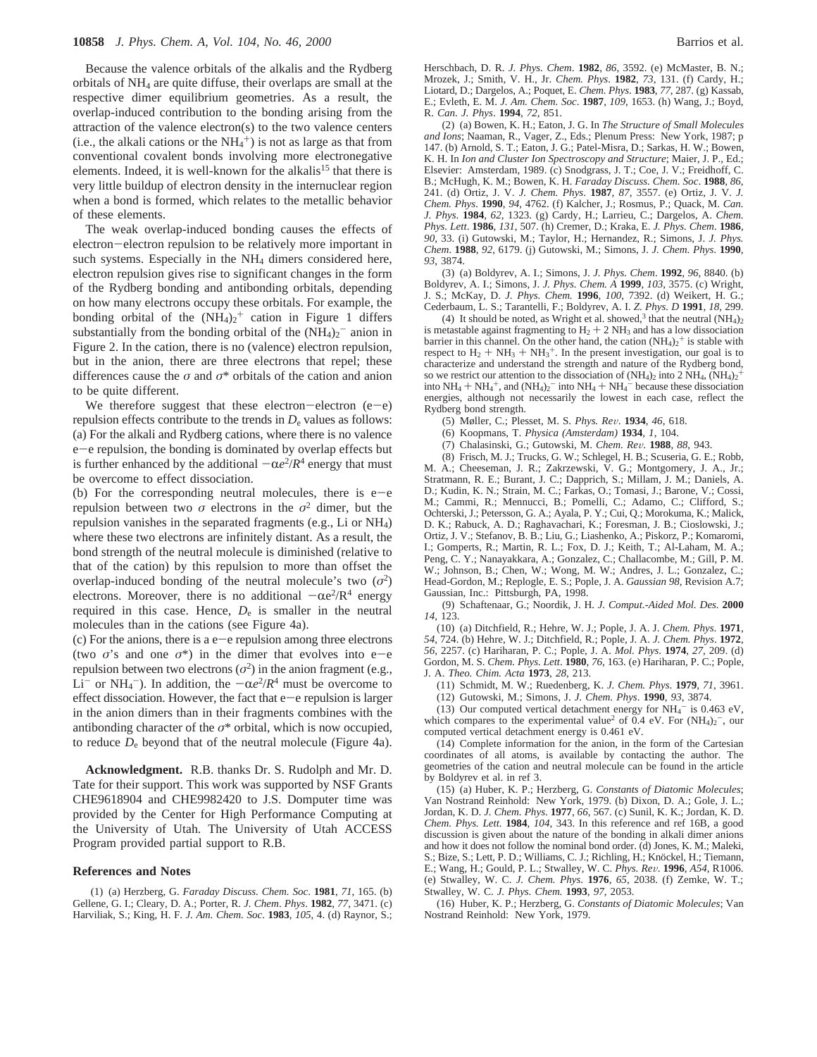Because the valence orbitals of the alkalis and the Rydberg orbitals of $NH_4$ are quite diffuse, their overlaps are small at the respective dimer equilibrium geometries. As a result, the overlap-induced contribution to the bonding arising from the attraction of the valence electron(s) to the two valence centers (i.e., the alkali cations or the $NH_4^+$) is not as large as that from conventional covalent bonds involving more electronegative elements. Indeed, it is well-known for the alkalis[15] that there is very little buildup of electron density in the internuclear region when a bond is formed, which relates to the metallic behavior of these elements.

The weak overlap-induced bonding causes the effects of electron–electron repulsion to be relatively more important in such systems. Especially in the $NH_4$ dimers considered here, electron repulsion gives rise to significant changes in the form of the Rydberg bonding and antibonding orbitals, depending on how many electrons occupy these orbitals. For example, the bonding orbital of the $(NH_4)_2^+$ cation in Figure 1 differs substantially from the bonding orbital of the $(NH_4)_2^-$ anion in Figure 2. In the cation, there is no (valence) electron repulsion, but in the anion, there are three electrons that repel; these differences cause the $\sigma$ and $\sigma^*$ orbitals of the cation and anion to be quite different.

We therefore suggest that these electron–electron (e–e) repulsion effects contribute to the trends in $D_e$ values as follows: (a) For the alkali and Rydberg cations, where there is no valence e–e repulsion, the bonding is dominated by overlap effects but is further enhanced by the additional $-\alpha e^2/R^4$ energy that must be overcome to effect dissociation.

(b) For the corresponding neutral molecules, there is e–e repulsion between two $\sigma$ electrons in the $\sigma^2$ dimer, but the repulsion vanishes in the separated fragments (e.g., Li or $NH_4$) where these two electrons are infinitely distant. As a result, the bond strength of the neutral molecule is diminished (relative to that of the cation) by this repulsion to more than offset the overlap-induced bonding of the neutral molecule's two ($\sigma^2$) electrons. Moreover, there is no additional $-\alpha e^2/R^4$ energy required in this case. Hence, $D_e$ is smaller in the neutral molecules than in the cations (see Figure 4a).

(c) For the anions, there is a e–e repulsion among three electrons (two $\sigma$'s and one $\sigma^*$) in the dimer that evolves into e–e repulsion between two electrons ($\sigma^2$) in the anion fragment (e.g., $Li^-$ or $NH_4^-$). In addition, the $-\alpha e^2/R^4$ must be overcome to effect dissociation. However, the fact that e–e repulsion is larger in the anion dimers than in their fragments combines with the antibonding character of the $\sigma^*$ orbital, which is now occupied, to reduce $D_e$ beyond that of the neutral molecule (Figure 4a).

**Acknowledgment.** R.B. thanks Dr. S. Rudolph and Mr. D. Tate for their support. This work was supported by NSF Grants CHE9618904 and CHE9982420 to J.S. Domputer time was provided by the Center for High Performance Computing at the University of Utah. The University of Utah ACCESS Program provided partial support to R.B.

## References and Notes

(1) (a) Herzberg, G. *Faraday Discuss. Chem. Soc.* **1981**, *71*, 165. (b) Gellene, G. I.; Cleary, D. A.; Porter, R. *J. Chem. Phys.* **1982**, *77*, 3471. (c) Harviliak, S.; King, H. F. *J. Am. Chem. Soc.* **1983**, *105*, 4. (d) Raynor, S.; Herschbach, D. R. *J. Phys. Chem.* **1982**, *86*, 3592. (e) McMaster, B. N.; Mrozek, J.; Smith, V. H., Jr. *Chem. Phys.* **1982**, *73*, 131. (f) Cardy, H.; Liotard, D.; Dargelos, A.; Poquet, E. *Chem. Phys.* **1983**, *77*, 287. (g) Kassab, E.; Evleth, E. M. *J. Am. Chem. Soc.* **1987**, *109*, 1653. (h) Wang, J.; Boyd, R. *Can. J. Phys.* **1994**, *72*, 851.

(2) (a) Bowen, K. H.; Eaton, J. G. In *The Structure of Small Molecules and Ions*; Naaman, R., Vager, Z., Eds.; Plenum Press: New York, 1987; p 147. (b) Arnold, S. T.; Eaton, J. G.; Patel-Misra, D.; Sarkas, H. W.; Bowen, K. H. In *Ion and Cluster Ion Spectroscopy and Structure*; Maier, J. P., Ed.; Elsevier: Amsterdam, 1989. (c) Snodgrass, J. T.; Coe, J. V.; Freidhoff, C. B.; McHugh, K. M.; Bowen, K. H. *Faraday Discuss. Chem. Soc.* **1988**, *86*, 241. (d) Ortiz, J. V. *J. Chem. Phys.* **1987**, *87*, 3557. (e) Ortiz, J. V. *J. Chem. Phys.* **1990**, *94*, 4762. (f) Kalcher, J.; Rosmus, P.; Quack, M. *Can. J. Phys.* **1984**, *62*, 1323. (g) Cardy, H.; Larrieu, C.; Dargelos, A. *Chem. Phys. Lett.* **1986**, *131*, 507. (h) Cremer, D.; Kraka, E. *J. Phys. Chem.* **1986**, *90*, 33. (i) Gutowski, M.; Taylor, H.; Hernandez, R.; Simons, J. *J. Phys. Chem.* **1988**, *92*, 6179. (j) Gutowski, M.; Simons, J. *J. Chem. Phys.* **1990**, *93*, 3874.

(3) (a) Boldyrev, A. I.; Simons, J. *J. Phys. Chem.* **1992**, *96*, 8840. (b) Boldyrev, A. I.; Simons, J. *J. Phys. Chem. A* **1999**, *103*, 3575. (c) Wright, J. S.; McKay, D. *J. Phys. Chem.* **1996**, *100*, 7392. (d) Weikert, H. G.; Cederbaum, L. S.; Tarantelli, F.; Boldyrev, A. I. *Z. Phys. D* **1991**, *18*, 299.

(4) It should be noted, as Wright et al. showed,[3] that the neutral $(NH_4)_2$ is metastable against fragmenting to $H_2 + 2\ NH_3$ and has a low dissociation barrier in this channel. On the other hand, the cation $(NH_4)_2^+$ is stable with respect to $H_2 + NH_3 + NH_3^+$. In the present investigation, our goal is to characterize and understand the strength and nature of the Rydberg bond, so we restrict our attention to the dissociation of $(NH_4)_2$ into $2\ NH_4$, $(NH_4)_2^+$ into $NH_4 + NH_4^+$, and $(NH_4)_2^-$ into $NH_4 + NH_4^-$ because these dissociation energies, although not necessarily the lowest in each case, reflect the Rydberg bond strength.

(5) Møller, C.; Plesset, M. S. *Phys. Rev.* **1934**, *46*, 618.

(6) Koopmans, T. *Physica (Amsterdam)* **1934**, *1*, 104.

(7) Chalasinski, G.; Gutowski, M. *Chem. Rev.* **1988**, *88*, 943.

(8) Frisch, M. J.; Trucks, G. W.; Schlegel, H. B.; Scuseria, G. E.; Robb, M. A.; Cheeseman, J. R.; Zakrzewski, V. G.; Montgomery, J. A., Jr.; Stratmann, R. E.; Burant, J. C.; Dapprich, S.; Millam, J. M.; Daniels, A. D.; Kudin, K. N.; Strain, M. C.; Farkas, O.; Tomasi, J.; Barone, V.; Cossi, M.; Cammi, R.; Mennucci, B.; Pomelli, C.; Adamo, C.; Clifford, S.; Ochterski, J.; Petersson, G. A.; Ayala, P. Y.; Cui, Q.; Morokuma, K.; Malick, D. K.; Rabuck, A. D.; Raghavachari, K.; Foresman, J. B.; Cioslowski, J.; Ortiz, J. V.; Stefanov, B. B.; Liu, G.; Liashenko, A.; Piskorz, P.; Komaromi, I.; Gomperts, R.; Martin, R. L.; Fox, D. J.; Keith, T.; Al-Laham, M. A.; Peng, C. Y.; Nanayakkara, A.; Gonzalez, C.; Challacombe, M.; Gill, P. M. W.; Johnson, B.; Chen, W.; Wong, M. W.; Andres, J. L.; Gonzalez, C.; Head-Gordon, M.; Replogle, E. S.; Pople, J. A. *Gaussian 98*, Revision A.7; Gaussian, Inc.: Pittsburgh, PA, 1998.

(9) Schaftenaar, G.; Noordik, J. H. *J. Comput.-Aided Mol. Des.* **2000** *14*, 123.

(10) (a) Ditchfield, R.; Hehre, W. J.; Pople, J. A. *J. Chem. Phys.* **1971**, *54*, 724. (b) Hehre, W. J.; Ditchfield, R.; Pople, J. A. *J. Chem. Phys.* **1972**, *56*, 2257. (c) Hariharan, P. C.; Pople, J. A. *Mol. Phys.* **1974**, *27*, 209. (d) Gordon, M. S. *Chem. Phys. Lett.* **1980**, *76*, 163. (e) Hariharan, P. C.; Pople, J. A. *Theo. Chim. Acta* **1973**, *28*, 213.

(11) Schmidt, M. W.; Ruedenberg, K. *J. Chem. Phys.* **1979**, *71*, 3961.

(12) Gutowski, M.; Simons, J. *J. Chem. Phys.* **1990**, *93*, 3874.

(13) Our computed vertical detachment energy for $NH_4^-$ is 0.463 eV, which compares to the experimental value[2] of 0.4 eV. For $(NH_4)_2^-$, our computed vertical detachment energy is 0.461 eV.

(14) Complete information for the anion, in the form of the Cartesian coordinates of all atoms, is available by contacting the author. The geometries of the cation and neutral molecule can be found in the article by Boldyrev et al. in ref 3.

(15) (a) Huber, K. P.; Herzberg, G. *Constants of Diatomic Molecules*; Van Nostrand Reinhold: New York, 1979. (b) Dixon, D. A.; Gole, J. L.; Jordan, K. D. *J. Chem. Phys.* **1977**, *66*, 567. (c) Sunil, K. K.; Jordan, K. D. *Chem. Phys. Lett.* **1984**, *104*, 343. In this reference and ref 16B, a good discussion is given about the nature of the bonding in alkali dimer anions and how it does not follow the nominal bond order. (d) Jones, K. M.; Maleki, S.; Bize, S.; Lett, P. D.; Williams, C. J.; Richling, H.; Knöckel, H.; Tiemann, E.; Wang, H.; Gould, P. L.; Stwalley, W. C. *Phys. Rev.* **1996**, *A54*, R1006. (e) Stwalley, W. C. *J. Chem. Phys.* **1976**, *65*, 2038. (f) Zemke, W. T.; Stwalley, W. C. *J. Phys. Chem.* **1993**, *97*, 2053.

(16) Huber, K. P.; Herzberg, G. *Constants of Diatomic Molecules*; Van Nostrand Reinhold: New York, 1979.